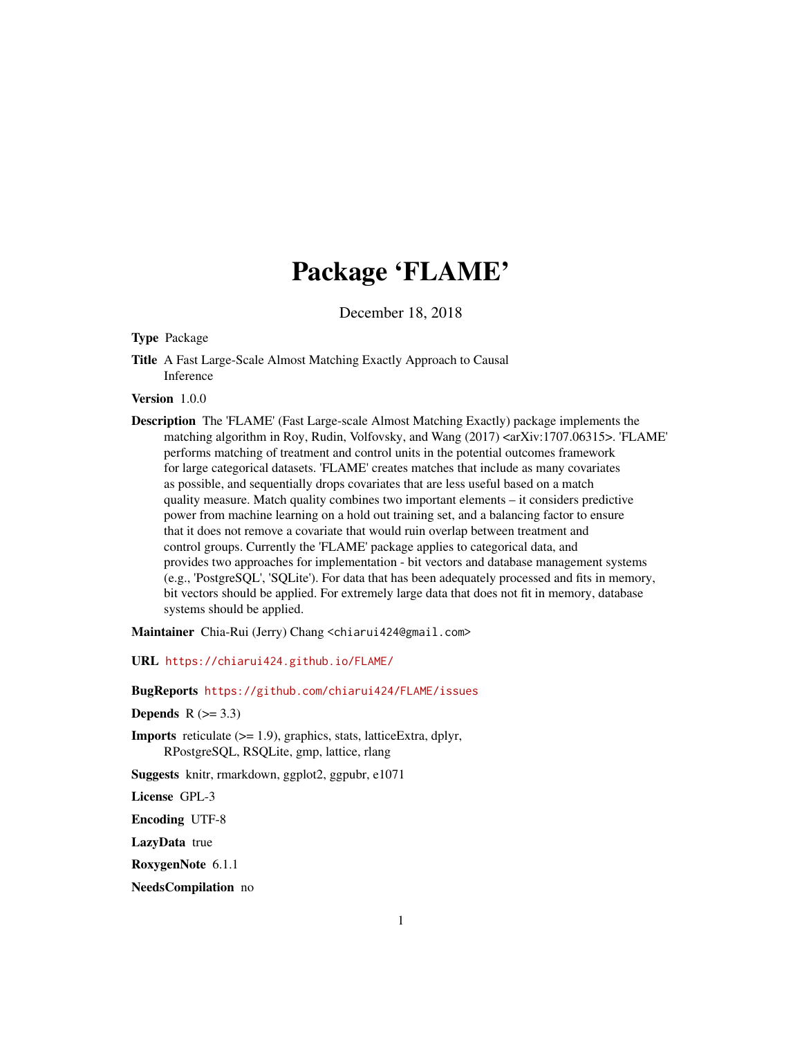# Package 'FLAME'

December 18, 2018

**Type** Package

**Title** A Fast Large-Scale Almost Matching Exactly Approach to Causal Inference

**Version** 1.0.0

**Description** The 'FLAME' (Fast Large-scale Almost Matching Exactly) package implements the matching algorithm in Roy, Rudin, Volfovsky, and Wang (2017) <arXiv:1707.06315>. 'FLAME' performs matching of treatment and control units in the potential outcomes framework for large categorical datasets. 'FLAME' creates matches that include as many covariates as possible, and sequentially drops covariates that are less useful based on a match quality measure. Match quality combines two important elements – it considers predictive power from machine learning on a hold out training set, and a balancing factor to ensure that it does not remove a covariate that would ruin overlap between treatment and control groups. Currently the 'FLAME' package applies to categorical data, and provides two approaches for implementation - bit vectors and database management systems (e.g., 'PostgreSQL', 'SQLite'). For data that has been adequately processed and fits in memory, bit vectors should be applied. For extremely large data that does not fit in memory, database systems should be applied.

**Maintainer** Chia-Rui (Jerry) Chang <chiarui424@gmail.com>

**URL** https://chiarui424.github.io/FLAME/

**BugReports** https://github.com/chiarui424/FLAME/issues

**Depends** R (>= 3.3)

**Imports** reticulate (>= 1.9), graphics, stats, latticeExtra, dplyr, RPostgreSQL, RSQLite, gmp, lattice, rlang

**Suggests** knitr, rmarkdown, ggplot2, ggpubr, e1071

**License** GPL-3

**Encoding** UTF-8

**LazyData** true

**RoxygenNote** 6.1.1

**NeedsCompilation** no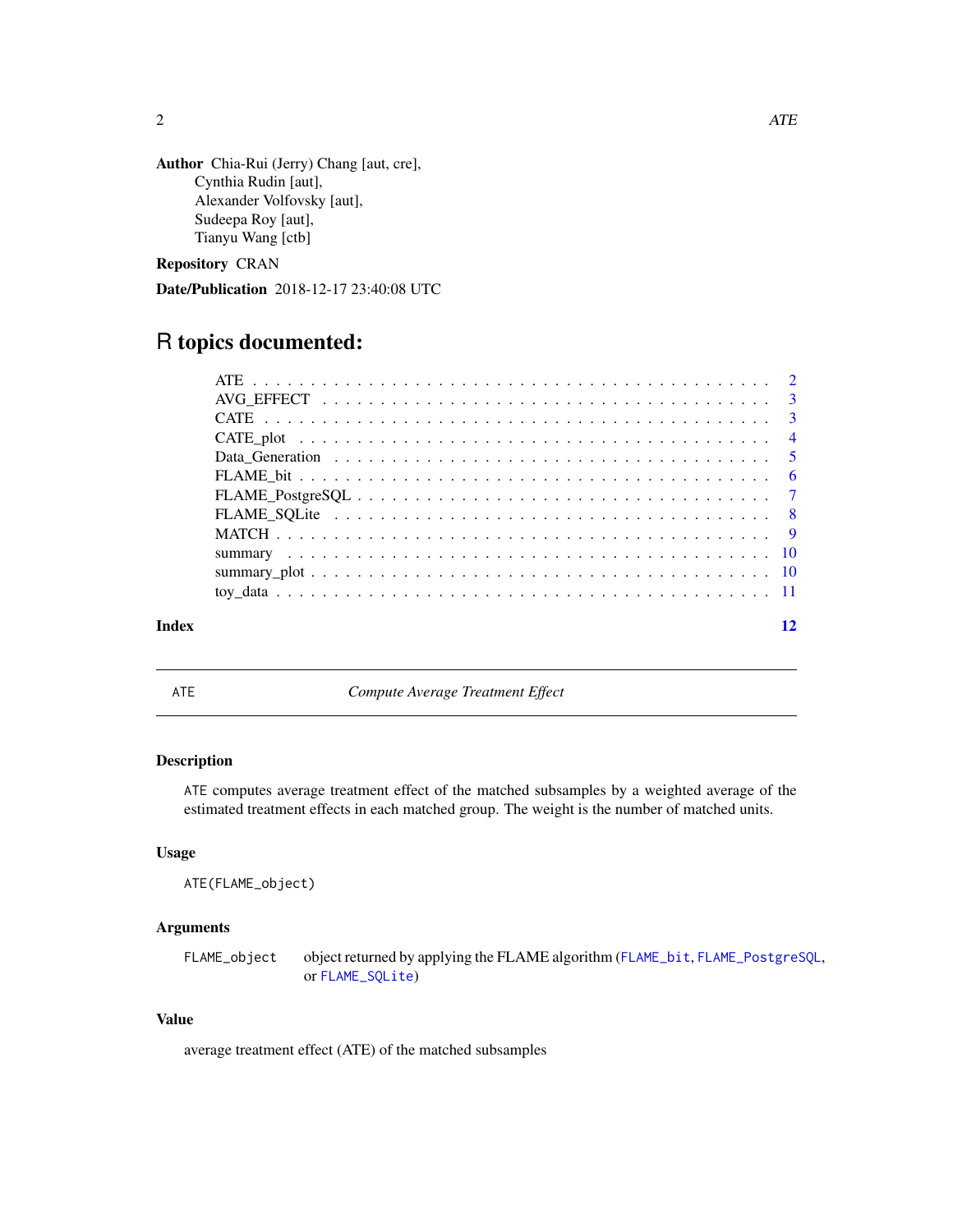**Author** Chia-Rui (Jerry) Chang [aut, cre],
Cynthia Rudin [aut],
Alexander Volfovsky [aut],
Sudeepa Roy [aut],
Tianyu Wang [ctb]

**Repository** CRAN

**Date/Publication** 2018-12-17 23:40:08 UTC

# R topics documented:

- ATE . . . . . . . . . . . . . . . . . . . . . . . . . . . . . . . . . . . . . . . . . 2
- AVG_EFFECT . . . . . . . . . . . . . . . . . . . . . . . . . . . . . . . . . . . 3
- CATE . . . . . . . . . . . . . . . . . . . . . . . . . . . . . . . . . . . . . . . . 3
- CATE_plot . . . . . . . . . . . . . . . . . . . . . . . . . . . . . . . . . . . . 4
- Data_Generation . . . . . . . . . . . . . . . . . . . . . . . . . . . . . . . . 5
- FLAME_bit . . . . . . . . . . . . . . . . . . . . . . . . . . . . . . . . . . . . 6
- FLAME_PostgreSQL . . . . . . . . . . . . . . . . . . . . . . . . . . . . . . 7
- FLAME_SQLite . . . . . . . . . . . . . . . . . . . . . . . . . . . . . . . . . 8
- MATCH . . . . . . . . . . . . . . . . . . . . . . . . . . . . . . . . . . . . . . 9
- summary . . . . . . . . . . . . . . . . . . . . . . . . . . . . . . . . . . . . . 10
- summary_plot . . . . . . . . . . . . . . . . . . . . . . . . . . . . . . . . . 10
- toy_data . . . . . . . . . . . . . . . . . . . . . . . . . . . . . . . . . . . . . 11

**Index** 12

---

## ATE — *Compute Average Treatment Effect*

### Description

`ATE` computes average treatment effect of the matched subsamples by a weighted average of the estimated treatment effects in each matched group. The weight is the number of matched units.

### Usage

```
ATE(FLAME_object)
```

### Arguments

| | |
|---|---|
| `FLAME_object` | object returned by applying the FLAME algorithm (`FLAME_bit`, `FLAME_PostgreSQL`, or `FLAME_SQLite`) |

### Value

average treatment effect (ATE) of the matched subsamples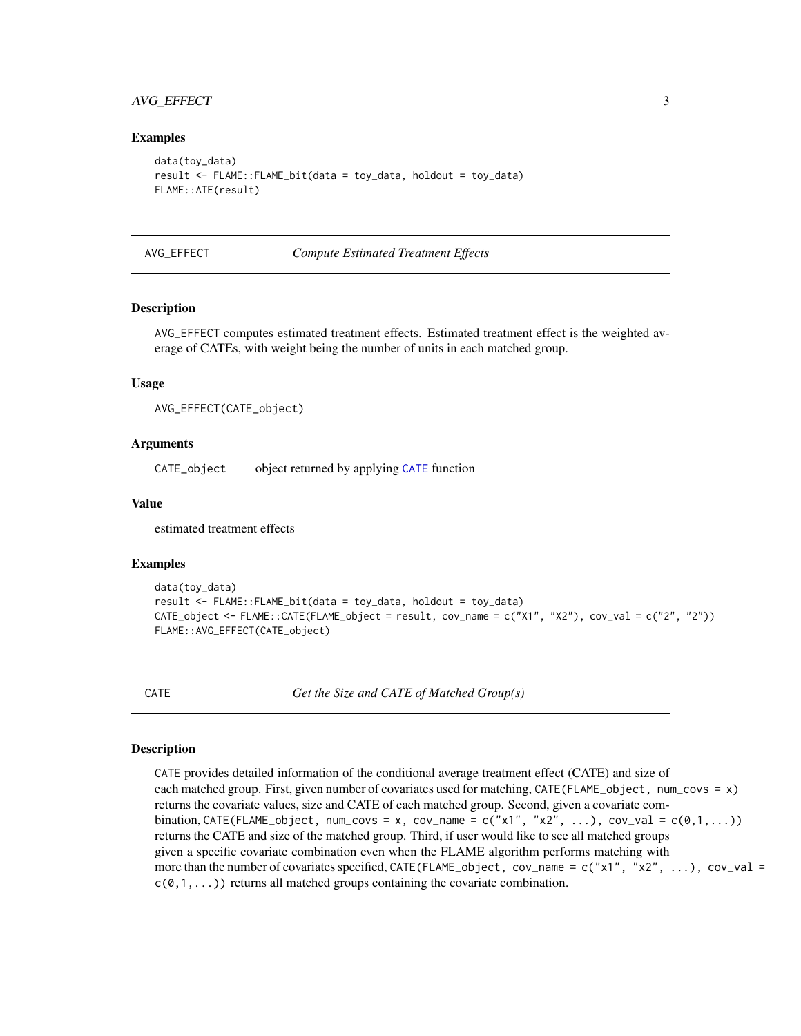### Examples

```
data(toy_data)
result <- FLAME::FLAME_bit(data = toy_data, holdout = toy_data)
FLAME::ATE(result)
```

---

## AVG_EFFECT — *Compute Estimated Treatment Effects*

### Description

AVG_EFFECT computes estimated treatment effects. Estimated treatment effect is the weighted average of CATEs, with weight being the number of units in each matched group.

### Usage

```
AVG_EFFECT(CATE_object)
```

### Arguments

| | |
|---|---|
| CATE_object | object returned by applying CATE function |

### Value

estimated treatment effects

### Examples

```
data(toy_data)
result <- FLAME::FLAME_bit(data = toy_data, holdout = toy_data)
CATE_object <- FLAME::CATE(FLAME_object = result, cov_name = c("X1", "X2"), cov_val = c("2", "2"))
FLAME::AVG_EFFECT(CATE_object)
```

---

## CATE — *Get the Size and CATE of Matched Group(s)*

### Description

CATE provides detailed information of the conditional average treatment effect (CATE) and size of each matched group. First, given number of covariates used for matching, `CATE(FLAME_object, num_covs = x)` returns the covariate values, size and CATE of each matched group. Second, given a covariate combination, `CATE(FLAME_object, num_covs = x, cov_name = c("x1", "x2", ...), cov_val = c(0,1,...))` returns the CATE and size of the matched group. Third, if user would like to see all matched groups given a specific covariate combination even when the FLAME algorithm performs matching with more than the number of covariates specified, `CATE(FLAME_object, cov_name = c("x1", "x2", ...), cov_val = c(0,1,...))` returns all matched groups containing the covariate combination.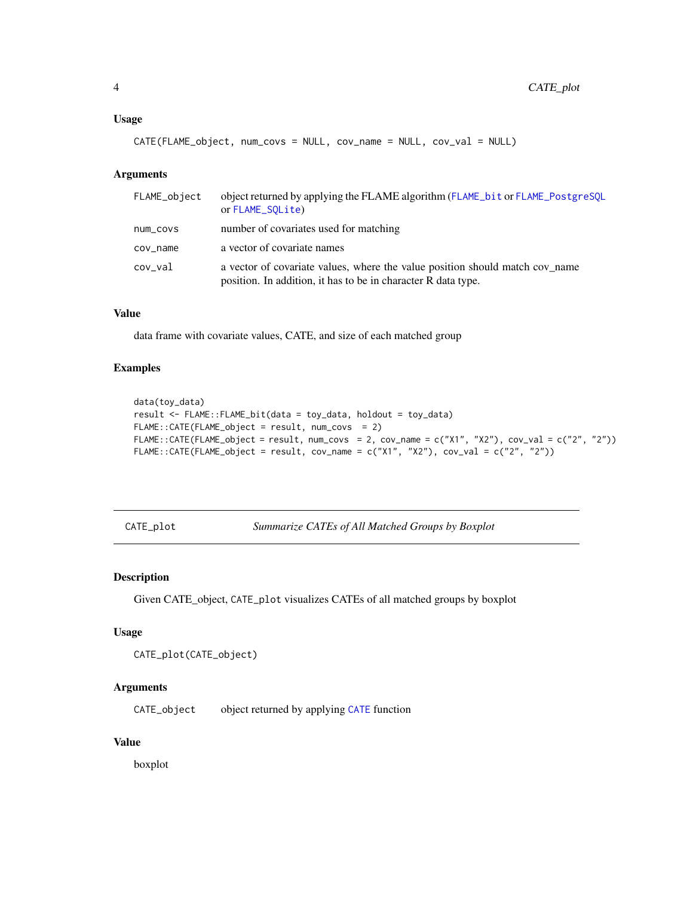### Usage

```
CATE(FLAME_object, num_covs = NULL, cov_name = NULL, cov_val = NULL)
```

### Arguments

| | |
|---|---|
| FLAME_object | object returned by applying the FLAME algorithm (FLAME_bit or FLAME_PostgreSQL or FLAME_SQLite) |
| num_covs | number of covariates used for matching |
| cov_name | a vector of covariate names |
| cov_val | a vector of covariate values, where the value position should match cov_name position. In addition, it has to be in character R data type. |

### Value

data frame with covariate values, CATE, and size of each matched group

### Examples

```
data(toy_data)
result <- FLAME::FLAME_bit(data = toy_data, holdout = toy_data)
FLAME::CATE(FLAME_object = result, num_covs  = 2)
FLAME::CATE(FLAME_object = result, num_covs  = 2, cov_name = c("X1", "X2"), cov_val = c("2", "2"))
FLAME::CATE(FLAME_object = result, cov_name = c("X1", "X2"), cov_val = c("2", "2"))
```

---

## CATE_plot — *Summarize CATEs of All Matched Groups by Boxplot*

---

### Description

Given CATE_object, CATE_plot visualizes CATEs of all matched groups by boxplot

### Usage

```
CATE_plot(CATE_object)
```

### Arguments

| | |
|---|---|
| CATE_object | object returned by applying CATE function |

### Value

boxplot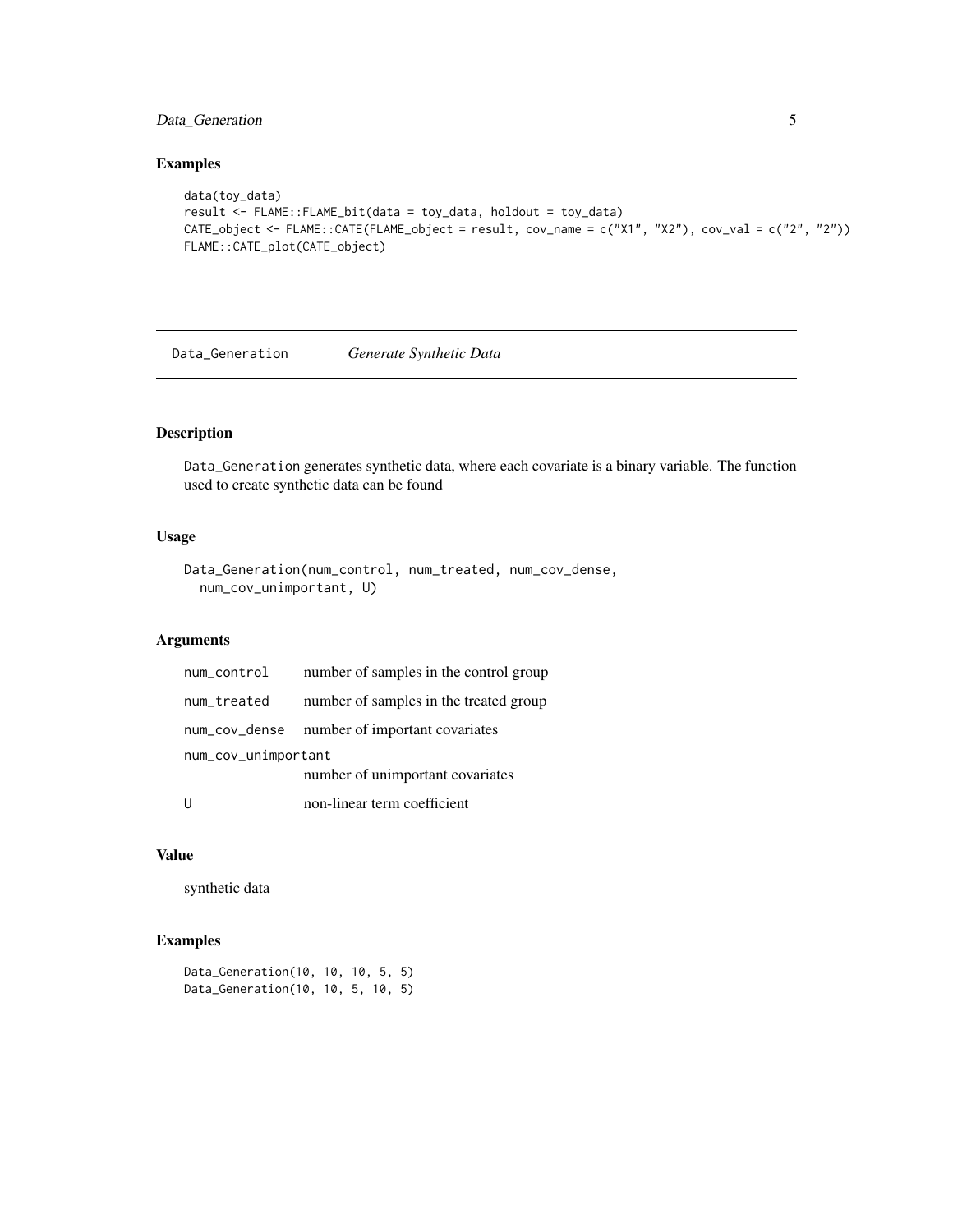## Examples

```
data(toy_data)
result <- FLAME::FLAME_bit(data = toy_data, holdout = toy_data)
CATE_object <- FLAME::CATE(FLAME_object = result, cov_name = c("X1", "X2"), cov_val = c("2", "2"))
FLAME::CATE_plot(CATE_object)
```

---

# Data_Generation *Generate Synthetic Data*

---

## Description

`Data_Generation` generates synthetic data, where each covariate is a binary variable. The function used to create synthetic data can be found

## Usage

```
Data_Generation(num_control, num_treated, num_cov_dense,
  num_cov_unimportant, U)
```

## Arguments

| | |
|---|---|
| `num_control` | number of samples in the control group |
| `num_treated` | number of samples in the treated group |
| `num_cov_dense` | number of important covariates |
| `num_cov_unimportant` | number of unimportant covariates |
| `U` | non-linear term coefficient |

## Value

synthetic data

## Examples

```
Data_Generation(10, 10, 10, 5, 5)
Data_Generation(10, 10, 5, 10, 5)
```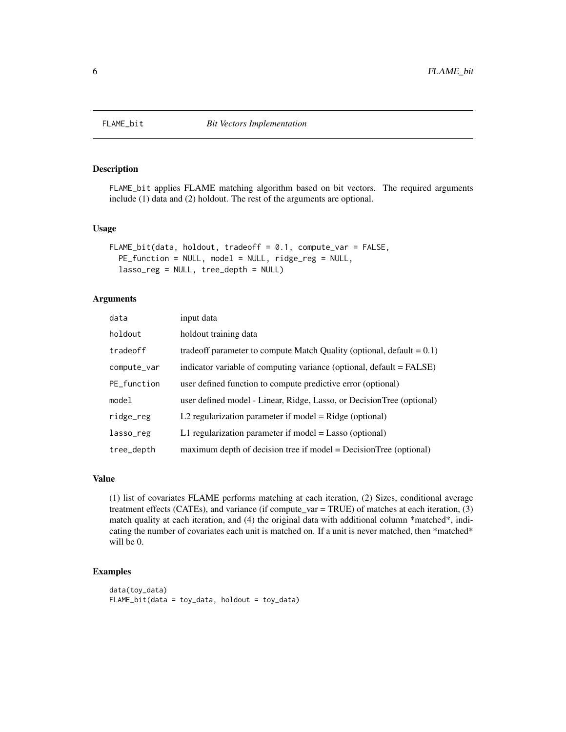# FLAME_bit *Bit Vectors Implementation*

## Description

FLAME_bit applies FLAME matching algorithm based on bit vectors. The required arguments include (1) data and (2) holdout. The rest of the arguments are optional.

## Usage

```
FLAME_bit(data, holdout, tradeoff = 0.1, compute_var = FALSE,
  PE_function = NULL, model = NULL, ridge_reg = NULL,
  lasso_reg = NULL, tree_depth = NULL)
```

## Arguments

| Argument | Description |
|---|---|
| data | input data |
| holdout | holdout training data |
| tradeoff | tradeoff parameter to compute Match Quality (optional, default = 0.1) |
| compute_var | indicator variable of computing variance (optional, default = FALSE) |
| PE_function | user defined function to compute predictive error (optional) |
| model | user defined model - Linear, Ridge, Lasso, or DecisionTree (optional) |
| ridge_reg | L2 regularization parameter if model = Ridge (optional) |
| lasso_reg | L1 regularization parameter if model = Lasso (optional) |
| tree_depth | maximum depth of decision tree if model = DecisionTree (optional) |

## Value

(1) list of covariates FLAME performs matching at each iteration, (2) Sizes, conditional average treatment effects (CATEs), and variance (if compute_var = TRUE) of matches at each iteration, (3) match quality at each iteration, and (4) the original data with additional column *matched*, indicating the number of covariates each unit is matched on. If a unit is never matched, then *matched* will be 0.

## Examples

```
data(toy_data)
FLAME_bit(data = toy_data, holdout = toy_data)
```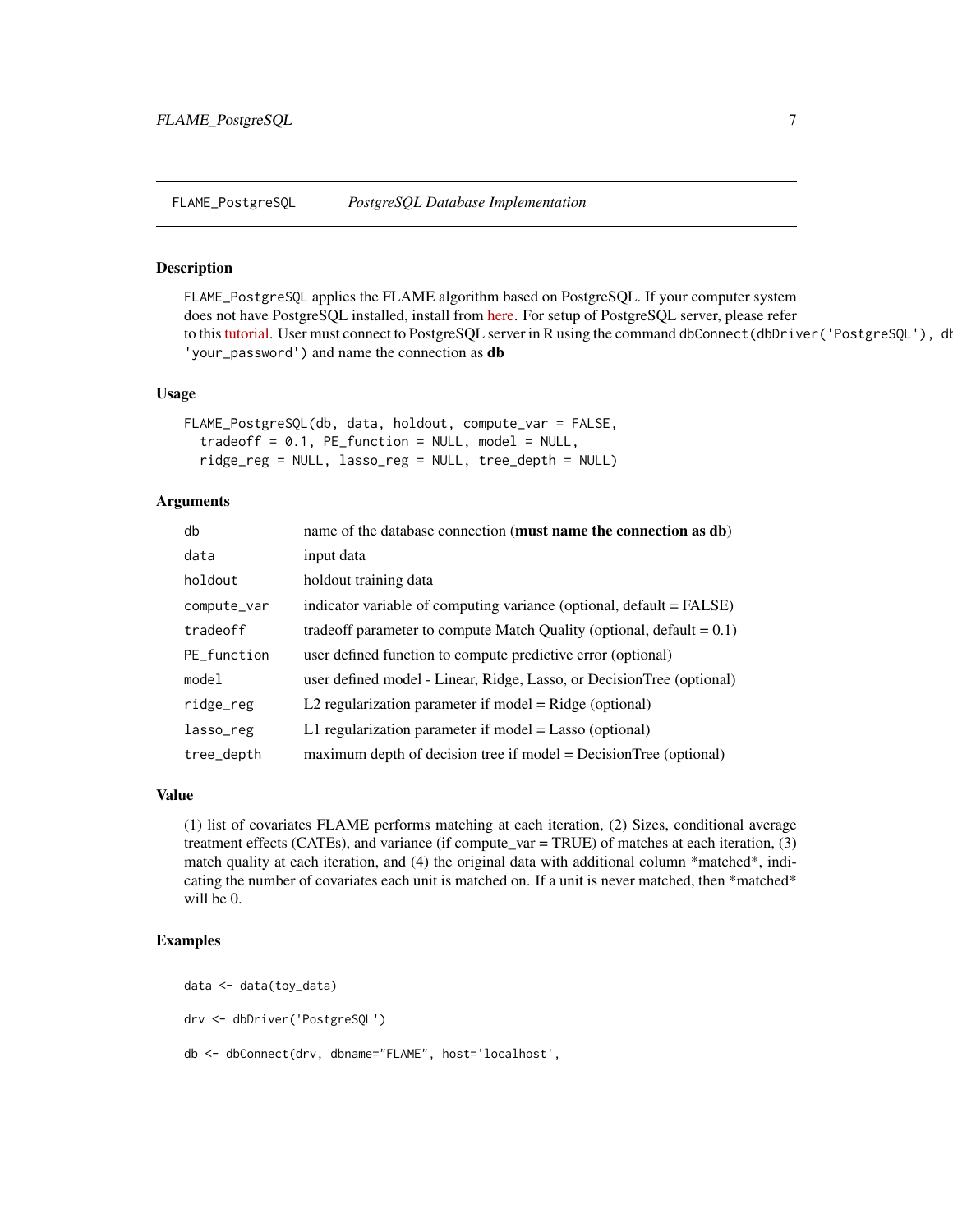## FLAME_PostgreSQL *PostgreSQL Database Implementation*

### Description

`FLAME_PostgreSQL` applies the FLAME algorithm based on PostgreSQL. If your computer system does not have PostgreSQL installed, install from here. For setup of PostgreSQL server, please refer to this tutorial. User must connect to PostgreSQL server in R using the command `dbConnect(dbDriver('PostgreSQL'), db` `'your_password')` and name the connection as **db**

### Usage

```
FLAME_PostgreSQL(db, data, holdout, compute_var = FALSE,
  tradeoff = 0.1, PE_function = NULL, model = NULL,
  ridge_reg = NULL, lasso_reg = NULL, tree_depth = NULL)
```

### Arguments

| | |
|---|---|
| `db` | name of the database connection (**must name the connection as db**) |
| `data` | input data |
| `holdout` | holdout training data |
| `compute_var` | indicator variable of computing variance (optional, default = FALSE) |
| `tradeoff` | tradeoff parameter to compute Match Quality (optional, default = 0.1) |
| `PE_function` | user defined function to compute predictive error (optional) |
| `model` | user defined model - Linear, Ridge, Lasso, or DecisionTree (optional) |
| `ridge_reg` | L2 regularization parameter if model = Ridge (optional) |
| `lasso_reg` | L1 regularization parameter if model = Lasso (optional) |
| `tree_depth` | maximum depth of decision tree if model = DecisionTree (optional) |

### Value

(1) list of covariates FLAME performs matching at each iteration, (2) Sizes, conditional average treatment effects (CATEs), and variance (if compute_var = TRUE) of matches at each iteration, (3) match quality at each iteration, and (4) the original data with additional column *matched*, indicating the number of covariates each unit is matched on. If a unit is never matched, then *matched* will be 0.

### Examples

```
data <- data(toy_data)

drv <- dbDriver('PostgreSQL')

db <- dbConnect(drv, dbname="FLAME", host='localhost',
```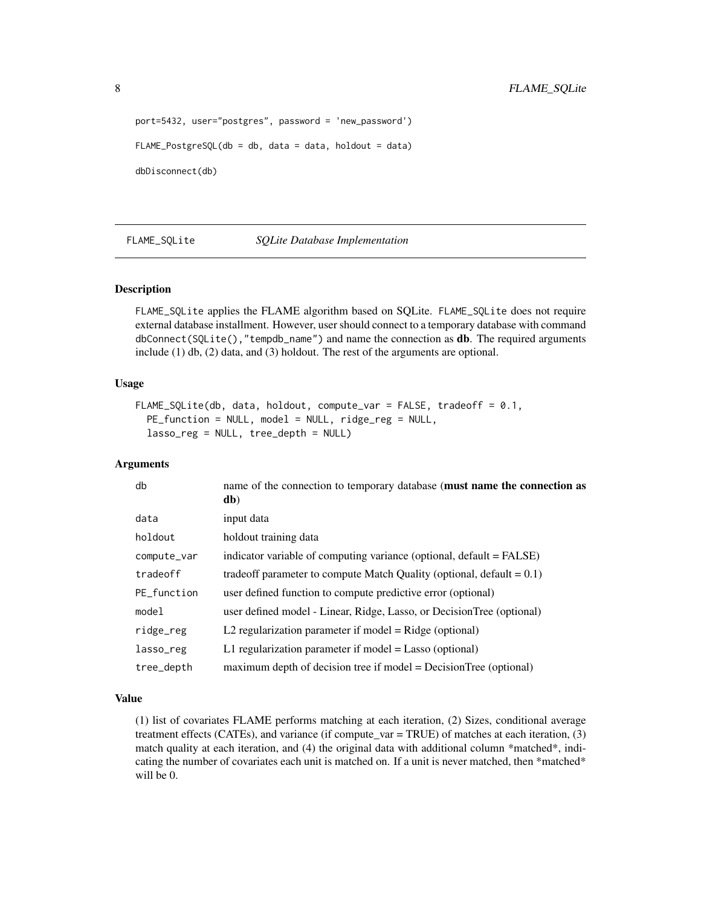```
port=5432, user="postgres", password = 'new_password')

FLAME_PostgreSQL(db = db, data = data, holdout = data)

dbDisconnect(db)
```

## FLAME_SQLite *SQLite Database Implementation*

### Description

FLAME_SQLite applies the FLAME algorithm based on SQLite. FLAME_SQLite does not require external database installment. However, user should connect to a temporary database with command dbConnect(SQLite(),"tempdb_name") and name the connection as **db**. The required arguments include (1) db, (2) data, and (3) holdout. The rest of the arguments are optional.

### Usage

```
FLAME_SQLite(db, data, holdout, compute_var = FALSE, tradeoff = 0.1,
  PE_function = NULL, model = NULL, ridge_reg = NULL,
  lasso_reg = NULL, tree_depth = NULL)
```

### Arguments

| | |
|---|---|
| db | name of the connection to temporary database (**must name the connection as db**) |
| data | input data |
| holdout | holdout training data |
| compute_var | indicator variable of computing variance (optional, default = FALSE) |
| tradeoff | tradeoff parameter to compute Match Quality (optional, default = 0.1) |
| PE_function | user defined function to compute predictive error (optional) |
| model | user defined model - Linear, Ridge, Lasso, or DecisionTree (optional) |
| ridge_reg | L2 regularization parameter if model = Ridge (optional) |
| lasso_reg | L1 regularization parameter if model = Lasso (optional) |
| tree_depth | maximum depth of decision tree if model = DecisionTree (optional) |

### Value

(1) list of covariates FLAME performs matching at each iteration, (2) Sizes, conditional average treatment effects (CATEs), and variance (if compute_var = TRUE) of matches at each iteration, (3) match quality at each iteration, and (4) the original data with additional column *matched*, indicating the number of covariates each unit is matched on. If a unit is never matched, then *matched* will be 0.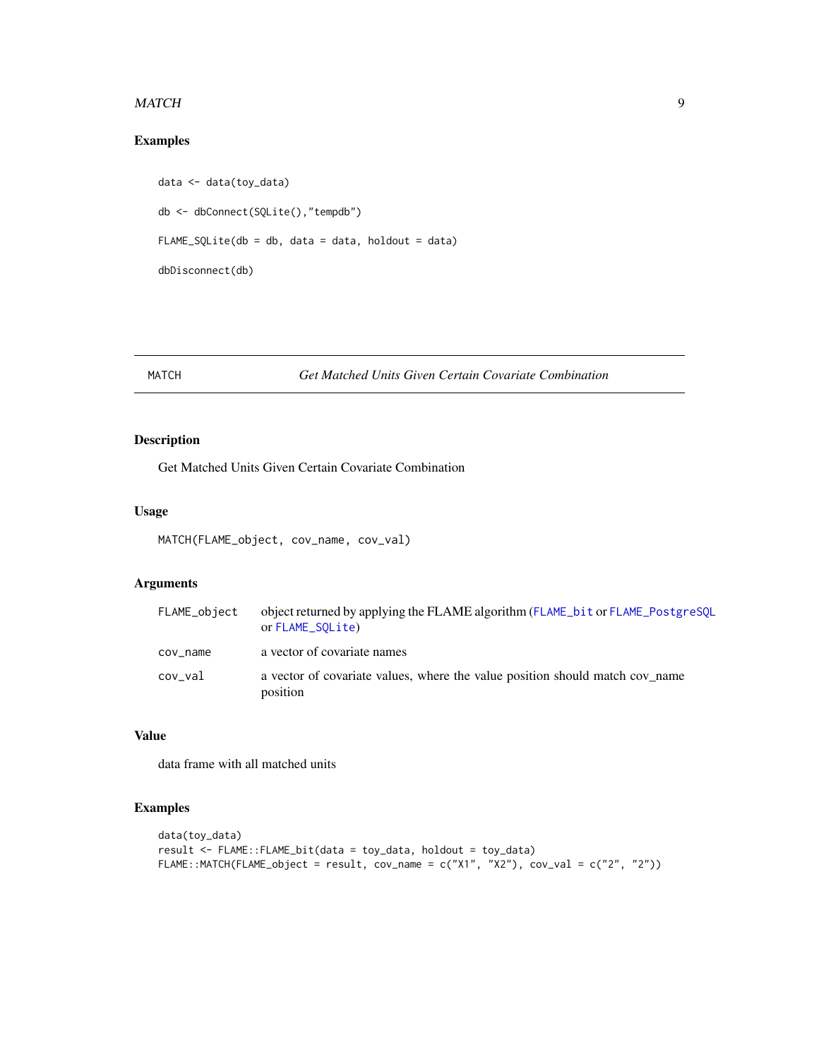## Examples

```
data <- data(toy_data)

db <- dbConnect(SQLite(),"tempdb")

FLAME_SQLite(db = db, data = data, holdout = data)

dbDisconnect(db)
```

---

# MATCH *Get Matched Units Given Certain Covariate Combination*

## Description

Get Matched Units Given Certain Covariate Combination

## Usage

```
MATCH(FLAME_object, cov_name, cov_val)
```

## Arguments

| | |
|---|---|
| FLAME_object | object returned by applying the FLAME algorithm (FLAME_bit or FLAME_PostgreSQL or FLAME_SQLite) |
| cov_name | a vector of covariate names |
| cov_val | a vector of covariate values, where the value position should match cov_name position |

## Value

data frame with all matched units

## Examples

```
data(toy_data)
result <- FLAME::FLAME_bit(data = toy_data, holdout = toy_data)
FLAME::MATCH(FLAME_object = result, cov_name = c("X1", "X2"), cov_val = c("2", "2"))
```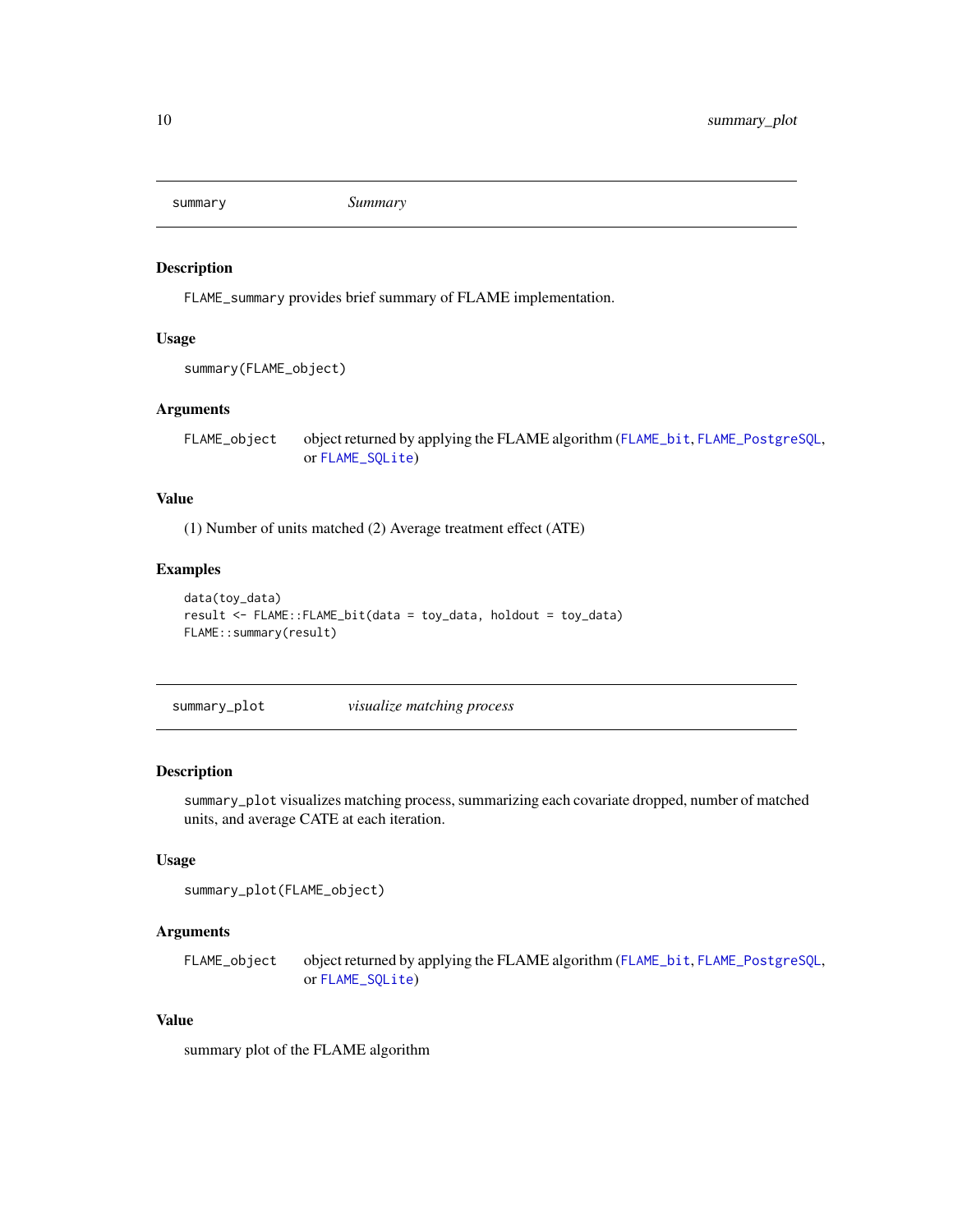## summary — *Summary*

### Description

FLAME_summary provides brief summary of FLAME implementation.

### Usage

```
summary(FLAME_object)
```

### Arguments

| | |
|---|---|
| FLAME_object | object returned by applying the FLAME algorithm (FLAME_bit, FLAME_PostgreSQL, or FLAME_SQLite) |

### Value

(1) Number of units matched (2) Average treatment effect (ATE)

### Examples

```
data(toy_data)
result <- FLAME::FLAME_bit(data = toy_data, holdout = toy_data)
FLAME::summary(result)
```

## summary_plot — *visualize matching process*

### Description

summary_plot visualizes matching process, summarizing each covariate dropped, number of matched units, and average CATE at each iteration.

### Usage

```
summary_plot(FLAME_object)
```

### Arguments

| | |
|---|---|
| FLAME_object | object returned by applying the FLAME algorithm (FLAME_bit, FLAME_PostgreSQL, or FLAME_SQLite) |

### Value

summary plot of the FLAME algorithm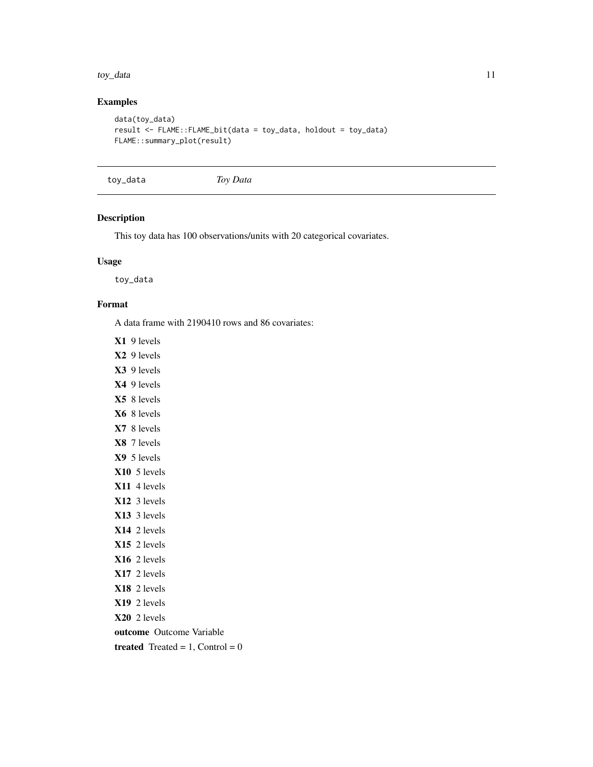## Examples

```
data(toy_data)
result <- FLAME::FLAME_bit(data = toy_data, holdout = toy_data)
FLAME::summary_plot(result)
```

---

toy_data    *Toy Data*

---

## Description

This toy data has 100 observations/units with 20 categorical covariates.

## Usage

```
toy_data
```

## Format

A data frame with 2190410 rows and 86 covariates:

**X1** 9 levels

**X2** 9 levels

**X3** 9 levels

**X4** 9 levels

**X5** 8 levels

**X6** 8 levels

**X7** 8 levels

**X8** 7 levels

**X9** 5 levels

**X10** 5 levels

**X11** 4 levels

**X12** 3 levels

**X13** 3 levels

**X14** 2 levels

**X15** 2 levels

**X16** 2 levels

**X17** 2 levels

**X18** 2 levels

**X19** 2 levels

**X20** 2 levels

**outcome** Outcome Variable

**treated** Treated = 1, Control = 0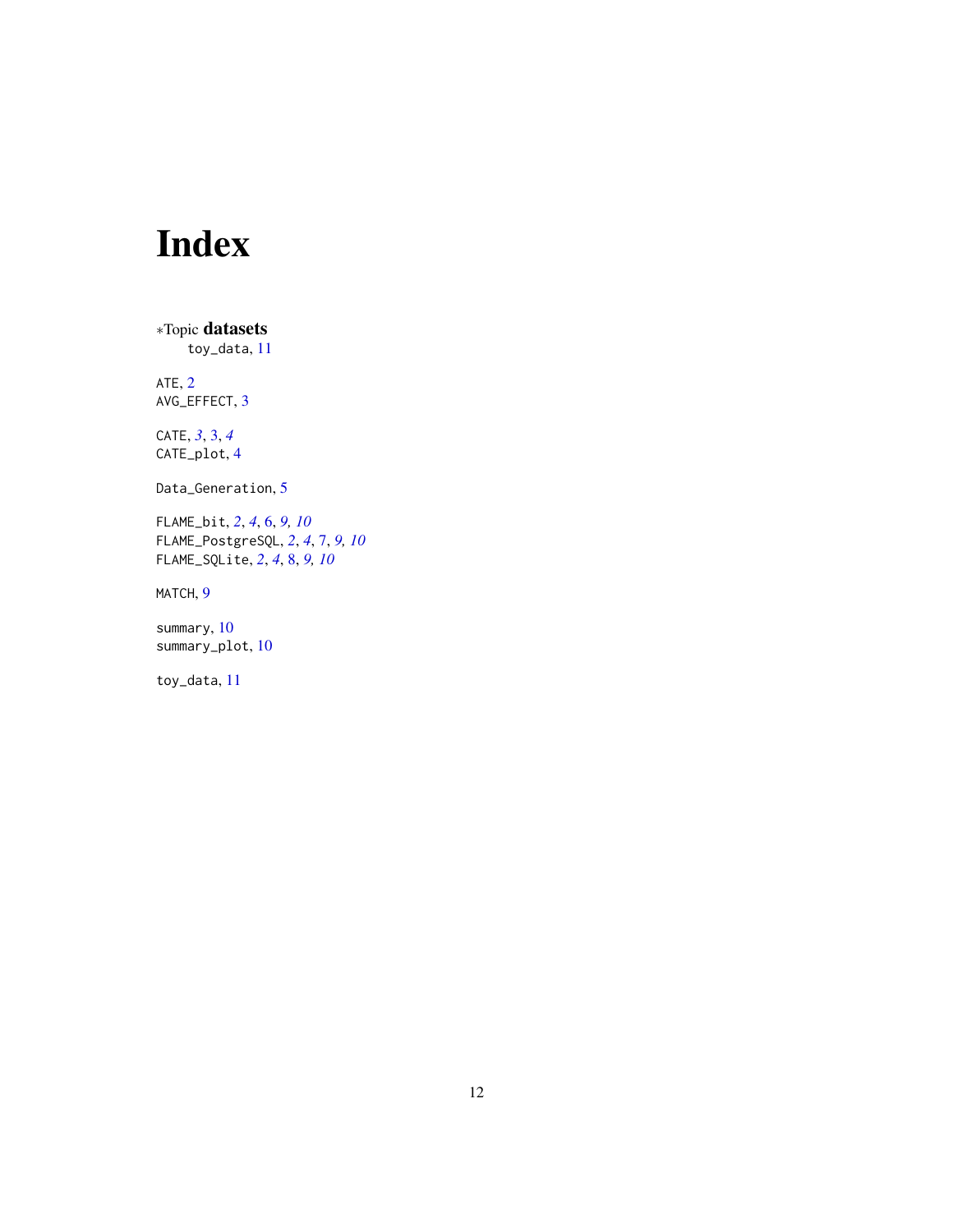# Index

∗Topic **datasets**
toy_data, 11

ATE, 2
AVG_EFFECT, 3

CATE, *3*, 3, *4*
CATE_plot, 4

Data_Generation, 5

FLAME_bit, *2*, *4*, 6, *9, 10*
FLAME_PostgreSQL, *2*, *4*, 7, *9, 10*
FLAME_SQLite, *2*, *4*, 8, *9, 10*

MATCH, 9

summary, 10
summary_plot, 10

toy_data, 11